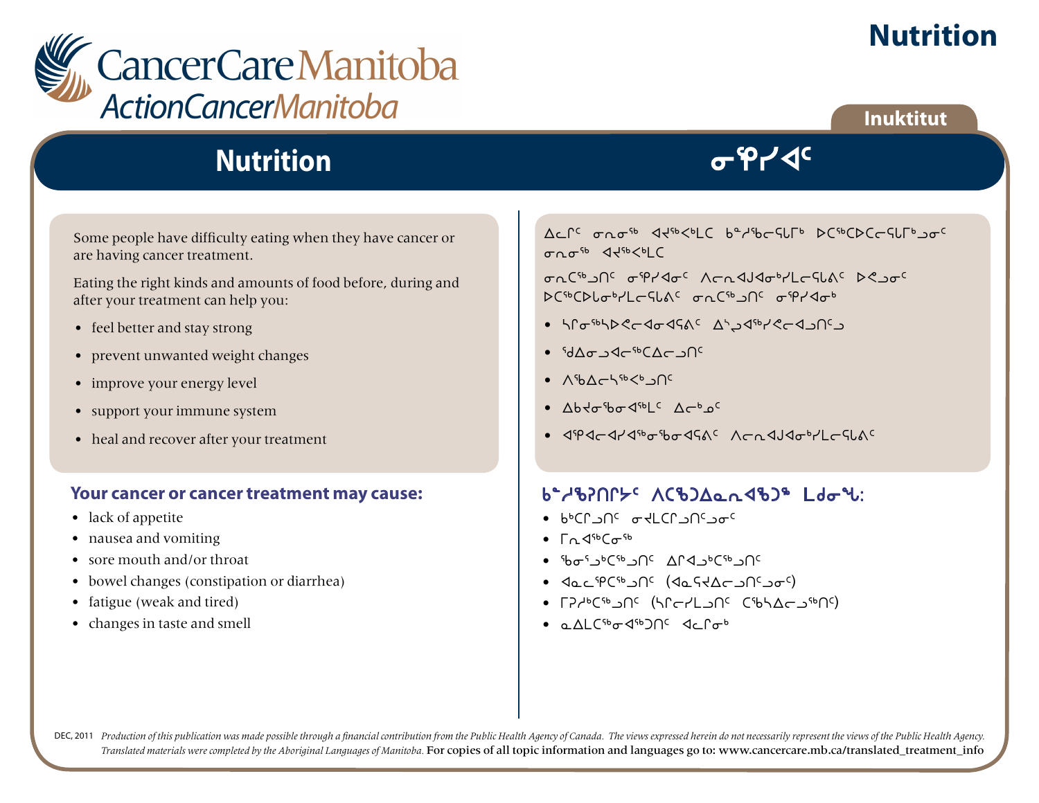CancerCare Manitoba
ActionCancerManitoba

# Nutrition

Inuktitut

## Nutrition ᓂᕿᓯᐊᑦ

Some people have difficulty eating when they have cancer or are having cancer treatment.

Eating the right kinds and amounts of food before, during and after your treatment can help you:

- feel better and stay strong
- prevent unwanted weight changes
- improve your energy level
- support your immune system
- heal and recover after your treatment

ᐃᓚᒥᑦ ᓂᑎᓂᖅ ᐊᔪᖅᐸᒃᒪᑕ ᑳᓱᖃᓕᕋᒥᒃ ᐅᑕᖅᑕᐅᑕᓕᕋᒥᒃᑐᓂᑦ ᓂᑎᓂᖅ ᐊᔪᖅᐸᒃᒪᑕ

ᓂᑎᑕᖅᑐᑎᑦ ᓂᕿᓯᐊᓂᑦ ᐱᓕᑎᐊᒧᐊᓂᒃᓯᒪᓕᕋᕕᑦ ᐅᕙᑐᓂᑦ ᐅᑕᖅᑕᐅᒪᓂᒃᓯᒪᓕᕋᕕᑦ ᓂᑎᑕᖅᑐᑎᑦ ᓂᕿᓯᐊᓂᒃ

- ᓴᒋᓂᖅᓴᐅᕙᓕᐊᓂᐊᕋᕕᑦ ᐃᓵᔪᐊᖅᓯᕙᓕᐊᓗᑎᑦᓗ
- ᖁᐃᓂᓗᐊᓕᖅᑕᐃᓕᓗᑎᑦ
- ᐱᖃᐃᓕᓴᖅᐸᒃᓗᑎᑦ
- ᐃᑲᔪᓂᖃᓂᐊᖅᒪᑦ ᐃᓕᒃᓄᑦ
- ᐊᕿᐊᓕᐊᓯᐊᖅᓂᖃᓂᐊᕋᕕᑦ ᐱᓕᑎᐊᒧᐊᓂᒃᓯᒪᓕᕋᕕᑦ

### Your cancer or cancer treatment may cause:

- lack of appetite
- nausea and vomiting
- sore mouth and/or throat
- bowel changes (constipation or diarrhea)
- fatigue (weak and tired)
- changes in taste and smell

### ᑳᓱᖃᕈᑎᒋᔾᔭᑦ ᐱᑕᖃᑐᐃᓇᑎᐊᖃᑐᖅ ᒪᑯᓂᖓ:

- ᑲᒃᑕᒥᓗᑎᑦ ᓂᕆᒪᑕᒥᓗᑎᑦᓗᓂᑦ
- ᒥᑎᐊᖅᑕᓂᖅ
- ᖃᓂᕐᓗᒃᑕᖅᓗᑎᑦ ᐃᒥᐊᓗᒃᑕᖅᓗᑎᑦ
- ᐊᓇᓚᕿᑕᖅᓗᑎᑦ (ᐊᓇᕋᔪᐃᓕᓗᑎᑦᓗᓂᑦ)
- ᒥᕈᓱᒃᑕᖅᓗᑎᑦ (ᓴᒋᓕᓯᒪᓗᑎᑦ ᑕᖃᓴᐃᓕᓗᖅᑎᑦ)
- ᓇᐃᒪᑕᖅᓂᐊᖅᑐᑎᑦ ᐊᓚᒥᓂᒃ

DEC, 2011 *Production of this publication was made possible through a financial contribution from the Public Health Agency of Canada. The views expressed herein do not necessarily represent the views of the Public Health Agency. Translated materials were completed by the Aboriginal Languages of Manitoba.* For copies of all topic information and languages go to: www.cancercare.mb.ca/translated_treatment_info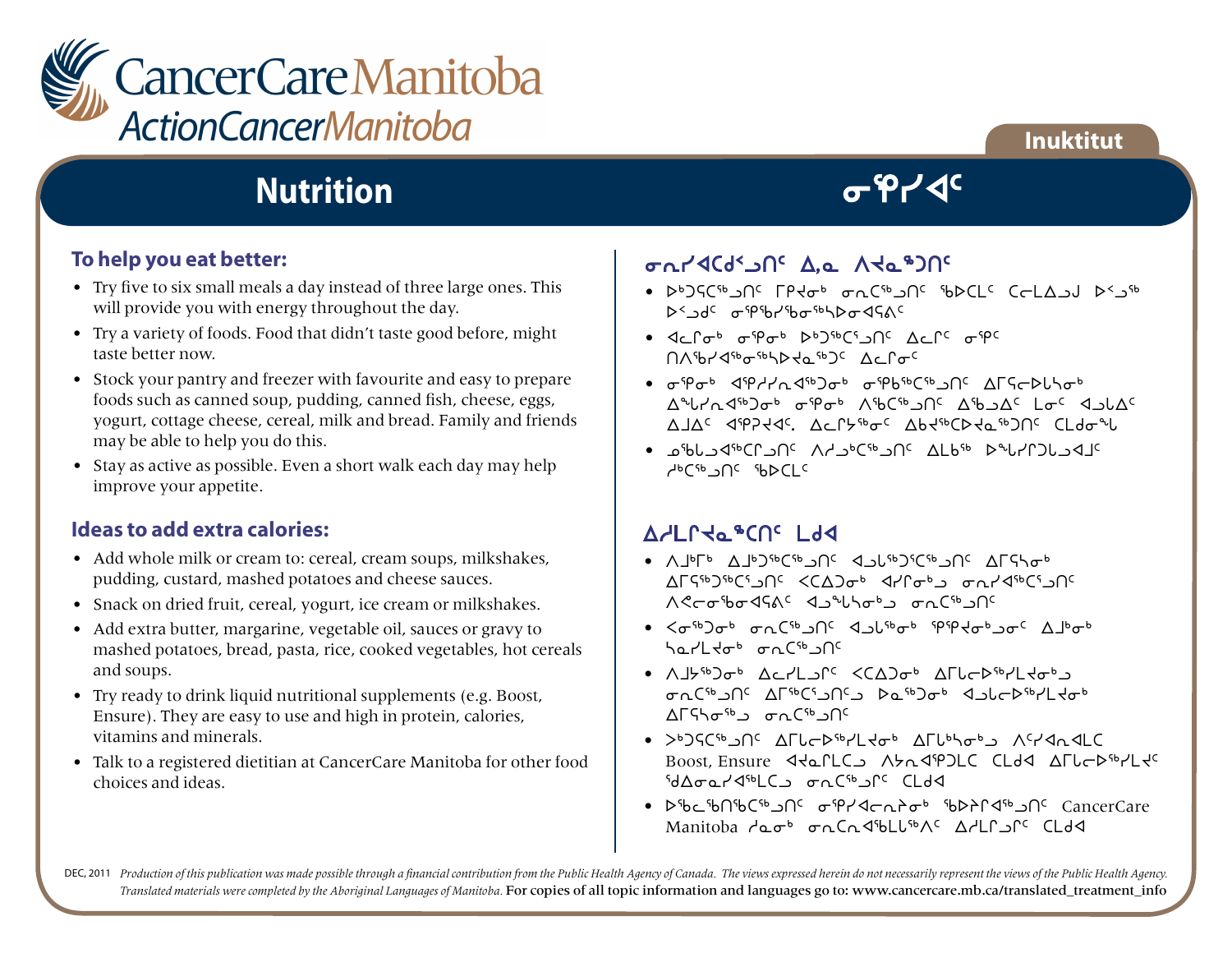CancerCare Manitoba
ActionCancerManitoba

Inuktitut

# Nutrition

# ᓂᕿᓯᐊᑦ

## To help you eat better:

- Try five to six small meals a day instead of three large ones. This will provide you with energy throughout the day.
- Try a variety of foods. Food that didn't taste good before, might taste better now.
- Stock your pantry and freezer with favourite and easy to prepare foods such as canned soup, pudding, canned fish, cheese, eggs, yogurt, cottage cheese, cereal, milk and bread. Family and friends may be able to help you do this.
- Stay as active as possible. Even a short walk each day may help improve your appetite.

## Ideas to add extra calories:

- Add whole milk or cream to: cereal, cream soups, milkshakes, pudding, custard, mashed potatoes and cheese sauces.
- Snack on dried fruit, cereal, yogurt, ice cream or milkshakes.
- Add extra butter, margarine, vegetable oil, sauces or gravy to mashed potatoes, bread, pasta, rice, cooked vegetables, hot cereals and soups.
- Try ready to drink liquid nutritional supplements (e.g. Boost, Ensure). They are easy to use and high in protein, calories, vitamins and minerals.
- Talk to a registered dietitian at CancerCare Manitoba for other food choices and ideas.

## ᓂᕆᓯᐊᑕᒃᑯᑉᓗᑎᑦ ᐃ,ᓇ ᐱᔪᓇᖅᑐᑎᑦ

- ᐅᒃᑐᕋᑕᕐᓗᑎᑦ ᒥᑭᔪᓂᒃ ᓂᕆᑕᕐᓗᑎᑦ ᖃᐅᑕᒪᑦ ᑕᓕᒪᐃᓗᒍ ᐅᑉᓗᕐ ᐅᑉᓗᒃᑦ ᓂᕿᖃᓯᖃᕐᓂᖅᓴᐅᓂᐊᕋᕕᑦ
- ᐊᓪᓕᒥᓂᒃ ᓂᕿᓂᒃ ᐅᒃᑐᕐᑕᕐᓗᑎᑦ ᐃᓚᒥᑦ ᓂᕿᑦ ᑎᐱᖅᓯᐊᖅᓂᖅᓴᐅᔪᓇᖅᑐᑦ ᐃᓚᒥᓂᑦ
- ᓂᕿᓂᒃ ᐊᕿᓯᓯᓇᐊᖅᑐᓂᒃ ᓂᕿᑲᕐᑕᕐᓗᑎᑦ ᐃᒥᕋᓕᐅᒪᓴᓂᒃ ᐃᖓᒪᓯᓇᐊᖅᑐᓂᒃ ᓂᕿᓂᒃ ᐱᖃᑦᑕᕐᓗᑎᑦ ᐃᖃᓗᐃᑦ ᒪᓂᑦ ᐊᓗᒪᐃᑦ ᐃᒧᐃᑦ ᐊᕿᕈᔪᐊᑦ. ᐃᓚᒥᔭᕐᓂᑦ ᐃᑲᔪᖅᑕᐅᔪᓇᖅᑐᑦ ᑕᒪᑯᓂᖓ
- ᓄᖃᓗᐊᖅᑕᒥᓗᑎᑦ ᐱᓱᒃᑕᕐᓗᑎᑦ ᐃᒪᑲᕐ ᐅᖓᓯᒋᑐᒐᓗᐊᒧᑦ ᓯᒃᑕᕐᓗᑎᑦ ᖃᐅᑕᒪᑦ

## ᐃᓱᒪᒋᔪᓇᖅᑕᑎᑦ ᒪᑯᐊ

- ᐱᒨᒥᒃ ᐃᒨᖅᑕᕐᓗᑎᑦ ᐊᓗᒐᖅᑐᕐᑕᕐᓗᑎᑦ ᐃᒥᕋᓴᓂᒃ ᐃᒥᕋᖅᑐᖅᑕᕐᓗᑎᑦ ᐸᑕᐃᑐᓂᒃ ᐊᓯᒥᓂᒃᓗ ᓂᕆᓯᐊᖅᑕᕐᓗᑎᑦ ᐱᕙᓪᓕᓂᖃᓂᐊᕋᕕᑦ ᐊᓗᖕᒐᓴᓂᒃᓗ ᓂᕆᑕᕐᓗᑎᑦ
- ᐸᓂᖅᑐᓂᒃ ᓂᕆᑕᕐᓗᑎᑦ ᐊᓗᒐᖅᓂᒃ ᕿᕿᔪᓂᒃᓗᓂᑦ ᐃᒧᒃᓂᒃ ᓴᓇᓯᒪᔪᓂᒃ ᓂᕆᑕᕐᓗᑎᑦ
- ᐱᒧᖅᑐᓂᒃ ᐃᓚᓯᒪᓗᒋᑦ ᐸᑕᐃᑐᓂᒃ ᐃᒥᖅᑕᕐᓗᑎᑦ ᐃᒥᒐᓕᐅᖅᓯᒪᔪᓂᒃᓗ ᓂᕆᑕᕐᓗᑎᑦ ᐅᓇᖅᑐᓂᒃ ᐊᓗᒐᓕᐅᖅᓯᒪᔪᓂᒃ ᐃᒥᕋᓴᓂᖅᓗ ᓂᕆᑕᕐᓗᑎᑦ
- ᐳᒃᑐᕋᑕᕐᓗᑎᑦ ᐃᒥᒐᓕᐅᖅᓯᒪᔪᓂᒃ ᐃᒥᒃᓴᓂᖅᓗ ᐱᑦᓯᐊᓇᐊᒪᑕ Boost, Ensure ᐊᔪᓇᒥᒪᑕᓗ ᐱᓴᓇᐊᕿᑐᒪᑕ ᑕᒪᑯᐊ ᐃᒥᕋᓕᐅᖅᓯᒪᔪᑦ ᖁᐃᓂᓇᓯᐊᖅᒪᑕᓗ ᓂᕆᑕᕐᓗᒋᑦ ᑕᒪᑯᐊ
- ᐅᖃᓚᖃᑎᖃᖅᑕᕐᓗᑎᑦ ᓂᕿᓯᐊᓕᕆᔨᓂᒃ ᖃᐅᔨᒥᐊᖅᓗᑎᑦ CancerCare Manitoba ᓱᓇᓂᒃ ᓂᕆᑕᕆᐊᖃᒪᖔᖅᐱᑦ ᐃᓱᒪᒋᓗᒋᑦ ᑕᒪᑯᐊ

DEC, 2011 *Production of this publication was made possible through a financial contribution from the Public Health Agency of Canada. The views expressed herein do not necessarily represent the views of the Public Health Agency. Translated materials were completed by the Aboriginal Languages of Manitoba.* For copies of all topic information and languages go to: www.cancercare.mb.ca/translated_treatment_info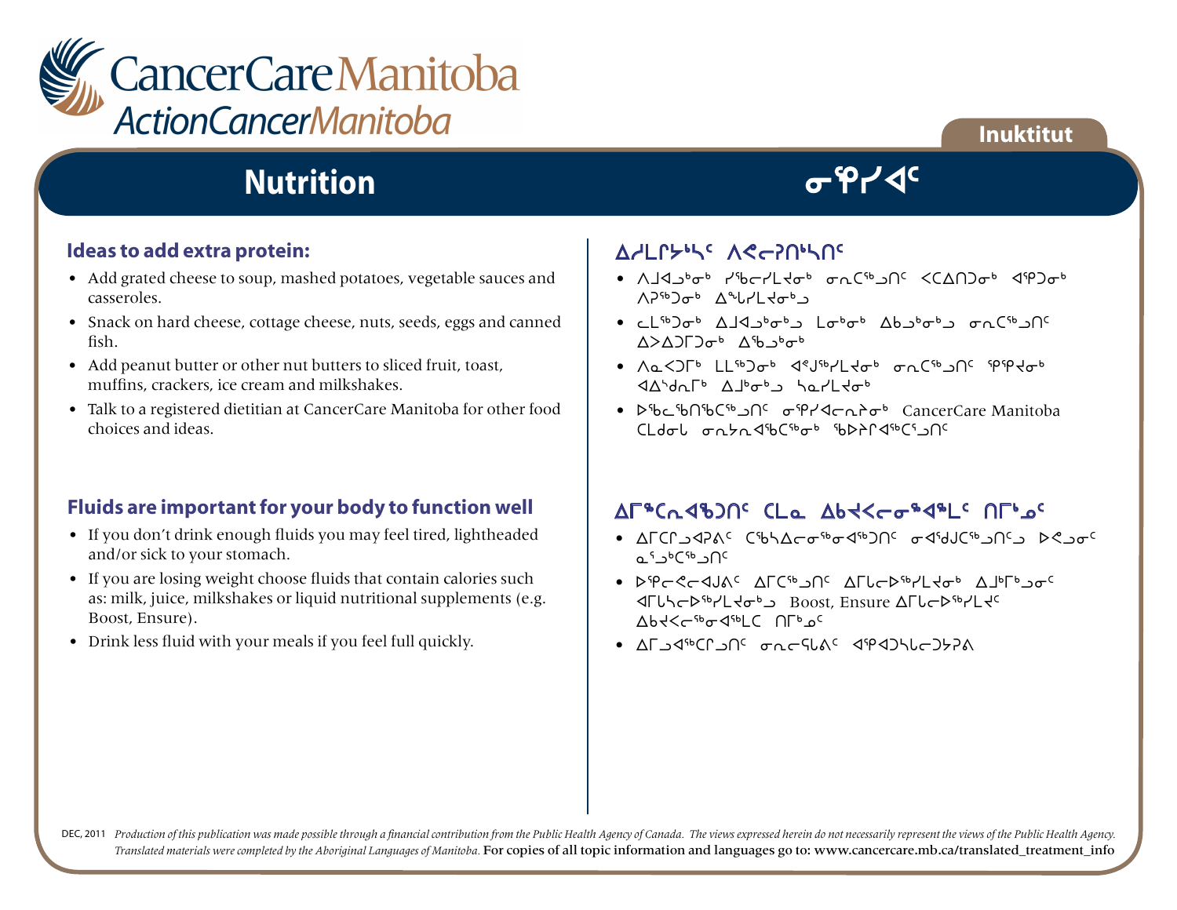CancerCare Manitoba
ActionCancerManitoba

Inuktitut

# Nutrition

# ᓂᕿᓯᐊᑦ

## Ideas to add extra protein:

- Add grated cheese to soup, mashed potatoes, vegetable sauces and casseroles.
- Snack on hard cheese, cottage cheese, nuts, seeds, eggs and canned fish.
- Add peanut butter or other nut butters to sliced fruit, toast, muffins, crackers, ice cream and milkshakes.
- Talk to a registered dietitian at CancerCare Manitoba for other food choices and ideas.

## ᐃᓱᒪᒋᔫᓯᑦ ᐱᕙᓕᕈᑎᓯᑎᑦ

- ᐱᒍᐊᓗᒃᓂᒃ ᓯᖃᓕᓯᒪᔪᓂᒃ ᓂᕆᑕᕐᓗᑎᑦ ᐸᑕᐃᑎᑐᓂᒃ ᐊᕿᑐᓂᒃ ᐱᕈᖅᑐᓂᒃ ᐃᖓᓯᒪᔪᓂᒃᓗ
- ᓚᒪᖅᑐᓂᒃ ᐃᒍᐊᓗᒃᓂᒃᓗ ᒪᓂᒃᓂᒃ ᐃᑲᓗᒃᓂᒃᓗ ᓂᕆᑕᕐᓗᑎᑦ ᐃᐳᐃᑐᒥᑐᓂᒃ ᐃᖃᓗᒃᓂᒃ
- ᐱᓇᐸᑐᒥᒃ ᒪᒪᖅᑐᓂᒃ ᐊᕙᒍᖅᓯᒪᔪᓂᒃ ᓂᕆᑕᕐᓗᑎᑦ ᕿᕿᔪᓂᒃ ᐊᐃᓪᑯᓇᒥᒃ ᐃᒧᒃᓂᒃᓗ ᓴᓇᓯᒪᔪᓂᒃ
- ᐅᖃᓚᖅᑎᖃᑕᕐᓗᑎᑦ ᓂᕿᓯᐊᓕᕆᔨᓂᒃ CancerCare Manitoba ᑕᒪᑯᓂᒐ ᓂᕆᔭᕆᐊᖃᑕᕐᓂᒃ ᖃᐅᔨᒋᐊᖃᑕᕐᓗᑎᑦ

## Fluids are important for your body to function well

- If you don't drink enough fluids you may feel tired, lightheaded and/or sick to your stomach.
- If you are losing weight choose fluids that contain calories such as: milk, juice, milkshakes or liquid nutritional supplements (e.g. Boost, Ensure).
- Drink less fluid with your meals if you feel full quickly.

## ᐃᒥᖅᑕᕆᐊᖅᑐᑎᑦ ᑕᒪᓇ ᐃᑲᔪᐸᓕᓂᖅᐊᖅᒪᑦ ᑎᒥᒃᓄᑦ

- ᐃᒥᑕᑎᓗᐊᕈᕕᑦ ᑕᖅᓴᐃᓕᓂᖅᓂᐊᖅᑐᑎᑦ ᓂᐊᖁᒍᑕᖅᓗᑎᑦᓗ ᐅᕙᓗᓂᑦ ᓇᕐᓗᒃᑕᖅᓗᑎᑦ
- ᐅᖅᑭᓕᕙᓕᐊᒍᕕᑦ ᐃᒥᑕᖅᓗᑎᑦ ᐃᒥᒐᓕᐅᖅᓯᒪᔪᓂᒃ ᐃᒧᒻᒥᒃᓗᓂᑦ ᐊᒥᒐᓴᓕᐅᖅᓯᒪᔪᓂᒃᓗ Boost, Ensure ᐃᒥᒐᓕᐅᖅᓯᒪᔪᑦ ᐃᑲᔪᐸᓕᖅᓂᐊᖅᒪᑕ ᑎᒥᒃᓄᑦ
- ᐃᒥᓗᐊᖅᑕᒋᓗᑎᑦ ᓂᕆᓕᕋᓚᐱᑦ ᐊᕿᐊᑐᓴᓕᑐᔭᕈᐱ

DEC, 2011 *Production of this publication was made possible through a financial contribution from the Public Health Agency of Canada. The views expressed herein do not necessarily represent the views of the Public Health Agency. Translated materials were completed by the Aboriginal Languages of Manitoba.* For copies of all topic information and languages go to: www.cancercare.mb.ca/translated_treatment_info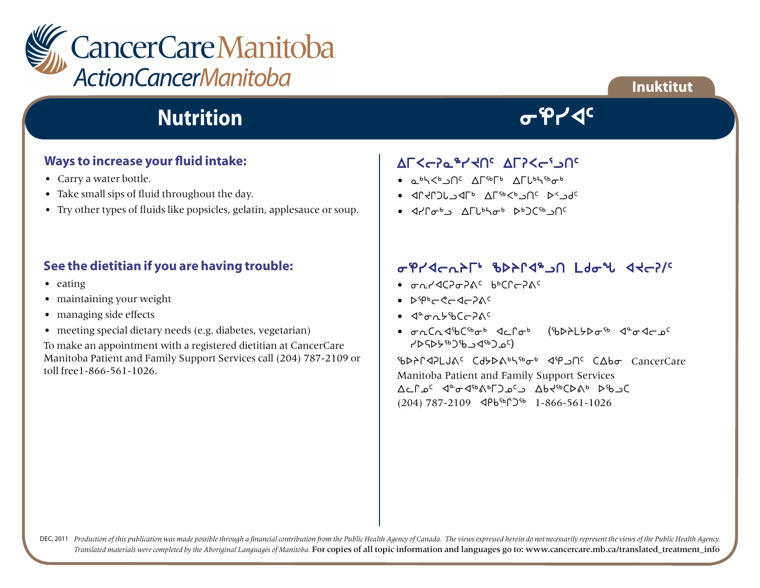CancerCare Manitoba
ActionCancerManitoba

Inuktitut

# Nutrition

# ᓂᕿᓯᐊᑦ

## Ways to increase your fluid intake:

- Carry a water bottle.
- Take small sips of fluid throughout the day.
- Try other types of fluids like popsicles, gelatin, applesauce or soup.

## ᐃᒥᐸᓪᓕᕈᓐᖏᓯᐊᑎᑦ ᐃᒥᕈᐸᓪᓖᓗᑎᑦ

- ᓇᒃᓴᐸᒃᓗᑎᑦ ᐃᒥᕐᒥᒃ ᐃᒥᒐᒃᓴᖕᓂᒃ
- ᐊᒋᐊᒋᑐᑲᓗᐊᒥᒃ ᐃᒥᕐᐸᒃᓗᑎᑦ ᐅᐸᓘᑦ
- ᐊᓯᒋᓂᒃᓗ ᐃᒥᒐᒃᓴᓂᒃ ᐅᒃᑐᕐᓗᑎᑦ

## See the dietitian if you are having trouble:

- eating
- maintaining your weight
- managing side effects
- meeting special dietary needs (e.g. diabetes, vegetarian)

To make an appointment with a registered dietitian at CancerCare Manitoba Patient and Family Support Services call (204) 787-2109 or toll free1-866-561-1026.

## ᓂᕿᓯᐊᓕᖏᓯᒥᒃ ᖃᐅᔨᒋᐊᖅᓗᑎ ᒪᑯᓂᖓ ᐊᔪᓕᕈᓯᑦ

- ᓂᖏᓯᐊᑕᕈᓂᕈᕕᑦ ᑲᒃᑕᒋᓕᕈᕕᑦ
- ᐅᕿᒃᓕᕝᓕᐊᓕᕈᕕᑦ
- ᐊᓐᓂᕐᔭᖃᑕᓕᕈᕕᑦ
- ᓂᕆᑕᕆᐊᖃᕐᑕᕐᓂᒃ ᐊᓚᒋᓂᒃ (ᖃᐅᔨᒪᔭᐅᓂᖅ ᐊᓐᓂᐊᓕᓄᑦ ᓯᐅᕋᐅᔭᕐᑐᖃᓗᐊᕐᑐᓄᑦ)

ᖃᐅᔨᒋᐊᕈᒪᒍᕕᑦ ᑕᐅᔭᐅᕕᒃᓴᖕᓂᒃ ᐊᕿᓗᑎᑦ ᑕᐃᑲᓂ CancerCare Manitoba Patient and Family Support Services ᐃᓚᒋᓄᑦ ᐊᓐᓂᐊᖅᕕᒃᒥᑐᓄᑦᓗ ᐃᑲᔪᖅᑕᐅᕕᒃ ᐅᖃᓗᑕ (204) 787-2109 ᐊᑭᖃᖏᑐᖅ 1-866-561-1026

DEC, 2011 *Production of this publication was made possible through a financial contribution from the Public Health Agency of Canada. The views expressed herein do not necessarily represent the views of the Public Health Agency. Translated materials were completed by the Aboriginal Languages of Manitoba.* For copies of all topic information and languages go to: www.cancercare.mb.ca/translated_treatment_info